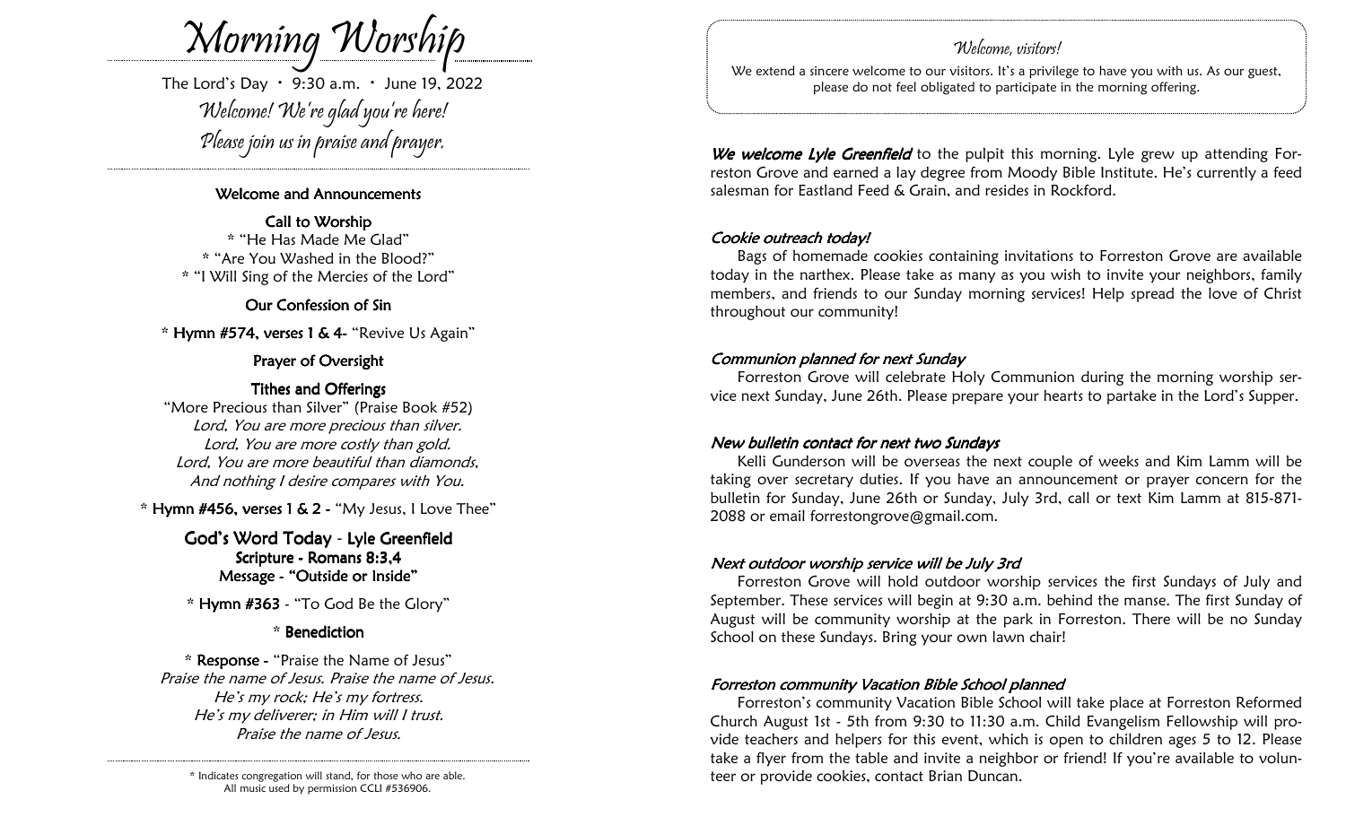# Morning Worship

The Lord's Day · 9:30 a.m. · June 19, 2022

*Welcome! We're glad you're here!*
*Please join us in praise and prayer.*

**Welcome and Announcements**

**Call to Worship**

\* "He Has Made Me Glad"
\* "Are You Washed in the Blood?"
\* "I Will Sing of the Mercies of the Lord"

**Our Confession of Sin**

\* **Hymn #574, verses 1 & 4-** "Revive Us Again"

**Prayer of Oversight**

**Tithes and Offerings**

"More Precious than Silver" (Praise Book #52)
*Lord, You are more precious than silver.*
*Lord, You are more costly than gold.*
*Lord, You are more beautiful than diamonds,*
*And nothing I desire compares with You.*

\* **Hymn #456, verses 1 & 2 -** "My Jesus, I Love Thee"

**God's Word Today - Lyle Greenfield**
**Scripture - Romans 8:3,4**
**Message - "Outside or Inside"**

\* **Hymn #363** - "To God Be the Glory"

\* **Benediction**

\* **Response -** "Praise the Name of Jesus"
*Praise the name of Jesus. Praise the name of Jesus.*
*He's my rock; He's my fortress.*
*He's my deliverer; in Him will I trust.*
*Praise the name of Jesus.*

\* Indicates congregation will stand, for those who are able.
All music used by permission CCLI #536906.

---

*Welcome, visitors!*

We extend a sincere welcome to our visitors. It's a privilege to have you with us. As our guest, please do not feel obligated to participate in the morning offering.

***We welcome Lyle Greenfield*** to the pulpit this morning. Lyle grew up attending Forreston Grove and earned a lay degree from Moody Bible Institute. He's currently a feed salesman for Eastland Feed & Grain, and resides in Rockford.

*Cookie outreach today!*

Bags of homemade cookies containing invitations to Forreston Grove are available today in the narthex. Please take as many as you wish to invite your neighbors, family members, and friends to our Sunday morning services! Help spread the love of Christ throughout our community!

*Communion planned for next Sunday*

Forreston Grove will celebrate Holy Communion during the morning worship service next Sunday, June 26th. Please prepare your hearts to partake in the Lord's Supper.

*New bulletin contact for next two Sundays*

Kelli Gunderson will be overseas the next couple of weeks and Kim Lamm will be taking over secretary duties. If you have an announcement or prayer concern for the bulletin for Sunday, June 26th or Sunday, July 3rd, call or text Kim Lamm at 815-871-2088 or email forrestongrove@gmail.com.

*Next outdoor worship service will be July 3rd*

Forreston Grove will hold outdoor worship services the first Sundays of July and September. These services will begin at 9:30 a.m. behind the manse. The first Sunday of August will be community worship at the park in Forreston. There will be no Sunday School on these Sundays. Bring your own lawn chair!

*Forreston community Vacation Bible School planned*

Forreston's community Vacation Bible School will take place at Forreston Reformed Church August 1st - 5th from 9:30 to 11:30 a.m. Child Evangelism Fellowship will provide teachers and helpers for this event, which is open to children ages 5 to 12. Please take a flyer from the table and invite a neighbor or friend! If you're available to volunteer or provide cookies, contact Brian Duncan.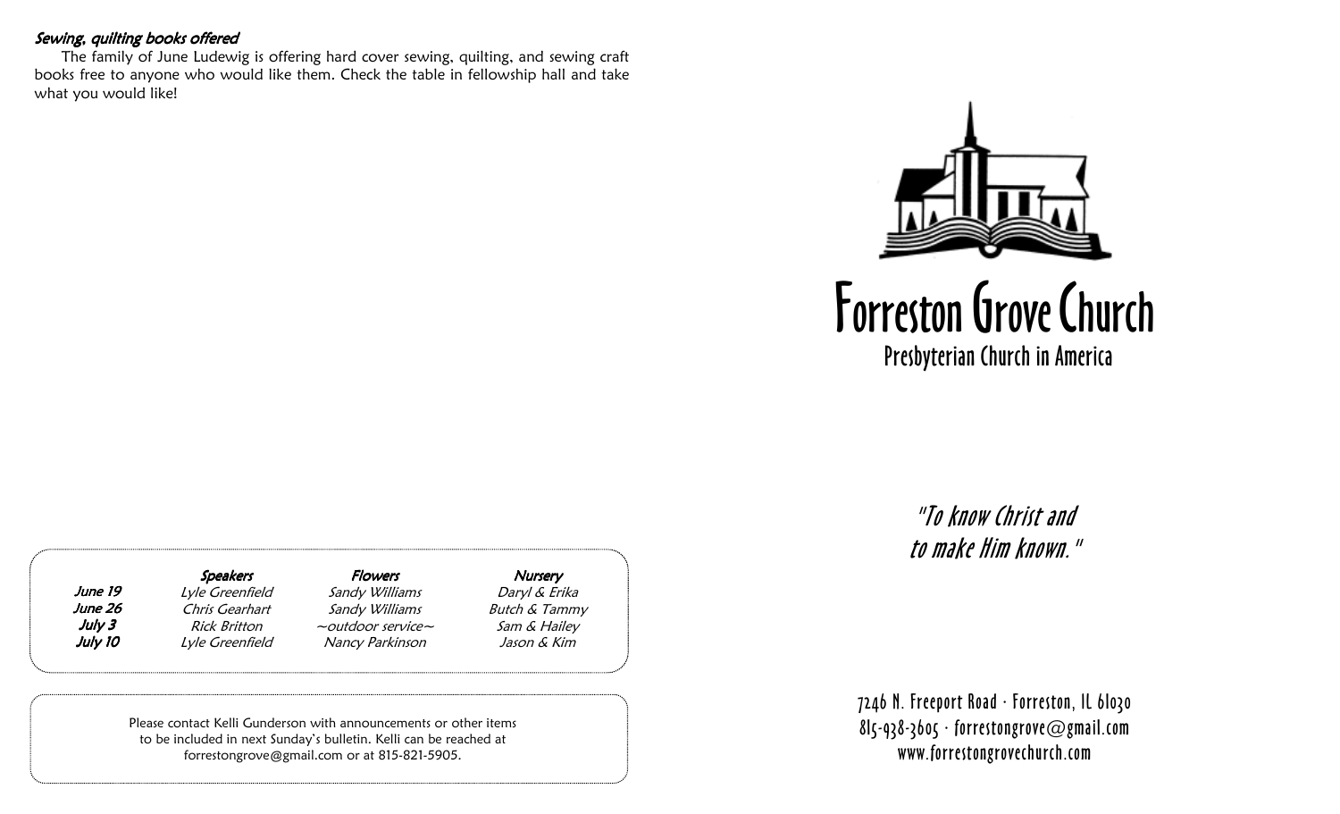### *Sewing, quilting books offered*

The family of June Ludewig is offering hard cover sewing, quilting, and sewing craft books free to anyone who would like them. Check the table in fellowship hall and take what you would like!

| | *Speakers* | *Flowers* | *Nursery* |
|---|---|---|---|
| *June 19* | *Lyle Greenfield* | *Sandy Williams* | *Daryl & Erika* |
| *June 26* | *Chris Gearhart* | *Sandy Williams* | *Butch & Tammy* |
| *July 3* | *Rick Britton* | *~outdoor service~* | *Sam & Hailey* |
| *July 10* | *Lyle Greenfield* | *Nancy Parkinson* | *Jason & Kim* |

Please contact Kelli Gunderson with announcements or other items to be included in next Sunday's bulletin. Kelli can be reached at forrestongrove@gmail.com or at 815-821-5905.

# Forreston Grove Church

## Presbyterian Church in America

*"To know Christ and to make Him known."*

7246 N. Freeport Road · Forreston, IL 61030
815-938-3605 · forrestongrove@gmail.com
www.forrestongrovechurch.com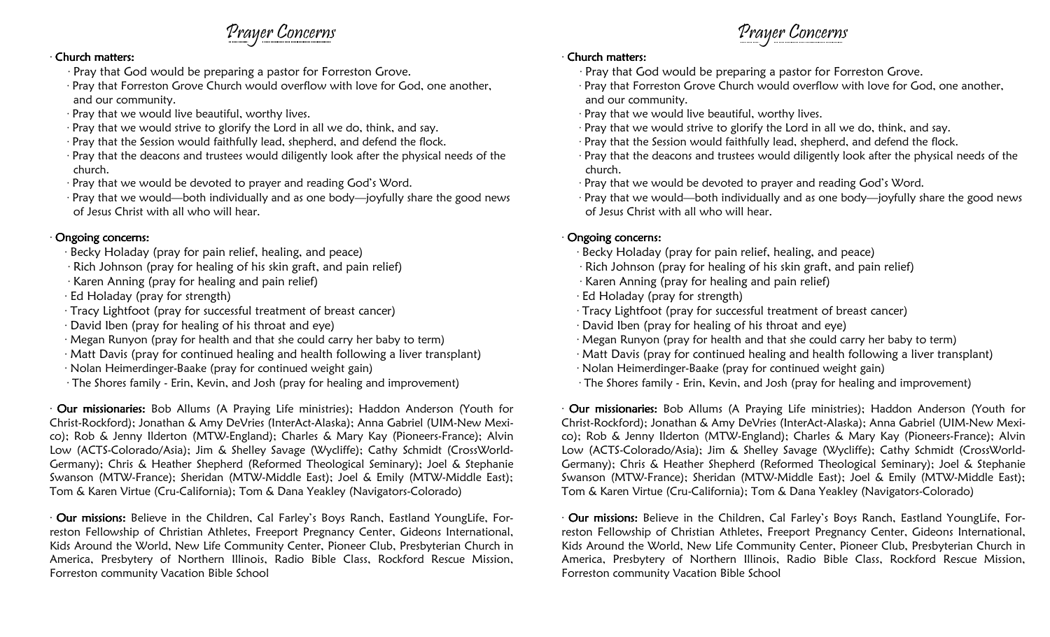# Prayer Concerns

- **Church matters:**
  - Pray that God would be preparing a pastor for Forreston Grove.
  - Pray that Forreston Grove Church would overflow with love for God, one another, and our community.
  - Pray that we would live beautiful, worthy lives.
  - Pray that we would strive to glorify the Lord in all we do, think, and say.
  - Pray that the Session would faithfully lead, shepherd, and defend the flock.
  - Pray that the deacons and trustees would diligently look after the physical needs of the church.
  - Pray that we would be devoted to prayer and reading God's Word.
  - Pray that we would—both individually and as one body—joyfully share the good news of Jesus Christ with all who will hear.

- **Ongoing concerns:**
  - Becky Holaday (pray for pain relief, healing, and peace)
  - Rich Johnson (pray for healing of his skin graft, and pain relief)
  - Karen Anning (pray for healing and pain relief)
  - Ed Holaday (pray for strength)
  - Tracy Lightfoot (pray for successful treatment of breast cancer)
  - David Iben (pray for healing of his throat and eye)
  - Megan Runyon (pray for health and that she could carry her baby to term)
  - Matt Davis (pray for continued healing and health following a liver transplant)
  - Nolan Heimerdinger-Baake (pray for continued weight gain)
  - The Shores family - Erin, Kevin, and Josh (pray for healing and improvement)

- **Our missionaries:** Bob Allums (A Praying Life ministries); Haddon Anderson (Youth for Christ-Rockford); Jonathan & Amy DeVries (InterAct-Alaska); Anna Gabriel (UIM-New Mexico); Rob & Jenny Ilderton (MTW-England); Charles & Mary Kay (Pioneers-France); Alvin Low (ACTS-Colorado/Asia); Jim & Shelley Savage (Wycliffe); Cathy Schmidt (CrossWorld-Germany); Chris & Heather Shepherd (Reformed Theological Seminary); Joel & Stephanie Swanson (MTW-France); Sheridan (MTW-Middle East); Joel & Emily (MTW-Middle East); Tom & Karen Virtue (Cru-California); Tom & Dana Yeakley (Navigators-Colorado)

- **Our missions:** Believe in the Children, Cal Farley's Boys Ranch, Eastland YoungLife, Forreston Fellowship of Christian Athletes, Freeport Pregnancy Center, Gideons International, Kids Around the World, New Life Community Center, Pioneer Club, Presbyterian Church in America, Presbytery of Northern Illinois, Radio Bible Class, Rockford Rescue Mission, Forreston community Vacation Bible School

# Prayer Concerns

- **Church matters:**
  - Pray that God would be preparing a pastor for Forreston Grove.
  - Pray that Forreston Grove Church would overflow with love for God, one another, and our community.
  - Pray that we would live beautiful, worthy lives.
  - Pray that we would strive to glorify the Lord in all we do, think, and say.
  - Pray that the Session would faithfully lead, shepherd, and defend the flock.
  - Pray that the deacons and trustees would diligently look after the physical needs of the church.
  - Pray that we would be devoted to prayer and reading God's Word.
  - Pray that we would—both individually and as one body—joyfully share the good news of Jesus Christ with all who will hear.

- **Ongoing concerns:**
  - Becky Holaday (pray for pain relief, healing, and peace)
  - Rich Johnson (pray for healing of his skin graft, and pain relief)
  - Karen Anning (pray for healing and pain relief)
  - Ed Holaday (pray for strength)
  - Tracy Lightfoot (pray for successful treatment of breast cancer)
  - David Iben (pray for healing of his throat and eye)
  - Megan Runyon (pray for health and that she could carry her baby to term)
  - Matt Davis (pray for continued healing and health following a liver transplant)
  - Nolan Heimerdinger-Baake (pray for continued weight gain)
  - The Shores family - Erin, Kevin, and Josh (pray for healing and improvement)

- **Our missionaries:** Bob Allums (A Praying Life ministries); Haddon Anderson (Youth for Christ-Rockford); Jonathan & Amy DeVries (InterAct-Alaska); Anna Gabriel (UIM-New Mexico); Rob & Jenny Ilderton (MTW-England); Charles & Mary Kay (Pioneers-France); Alvin Low (ACTS-Colorado/Asia); Jim & Shelley Savage (Wycliffe); Cathy Schmidt (CrossWorld-Germany); Chris & Heather Shepherd (Reformed Theological Seminary); Joel & Stephanie Swanson (MTW-France); Sheridan (MTW-Middle East); Joel & Emily (MTW-Middle East); Tom & Karen Virtue (Cru-California); Tom & Dana Yeakley (Navigators-Colorado)

- **Our missions:** Believe in the Children, Cal Farley's Boys Ranch, Eastland YoungLife, Forreston Fellowship of Christian Athletes, Freeport Pregnancy Center, Gideons International, Kids Around the World, New Life Community Center, Pioneer Club, Presbyterian Church in America, Presbytery of Northern Illinois, Radio Bible Class, Rockford Rescue Mission, Forreston community Vacation Bible School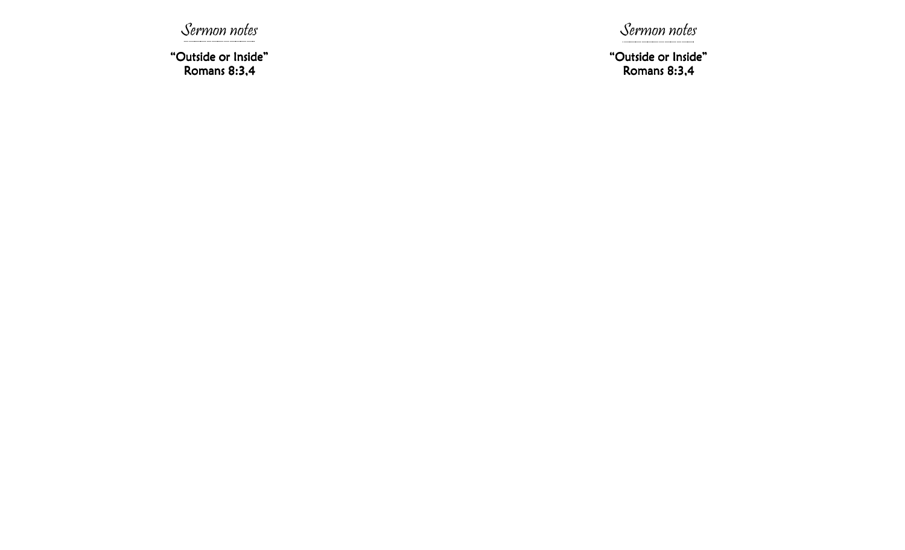## *Sermon notes*

**"Outside or Inside"**
**Romans 8:3,4**

## *Sermon notes*

**"Outside or Inside"**
**Romans 8:3,4**